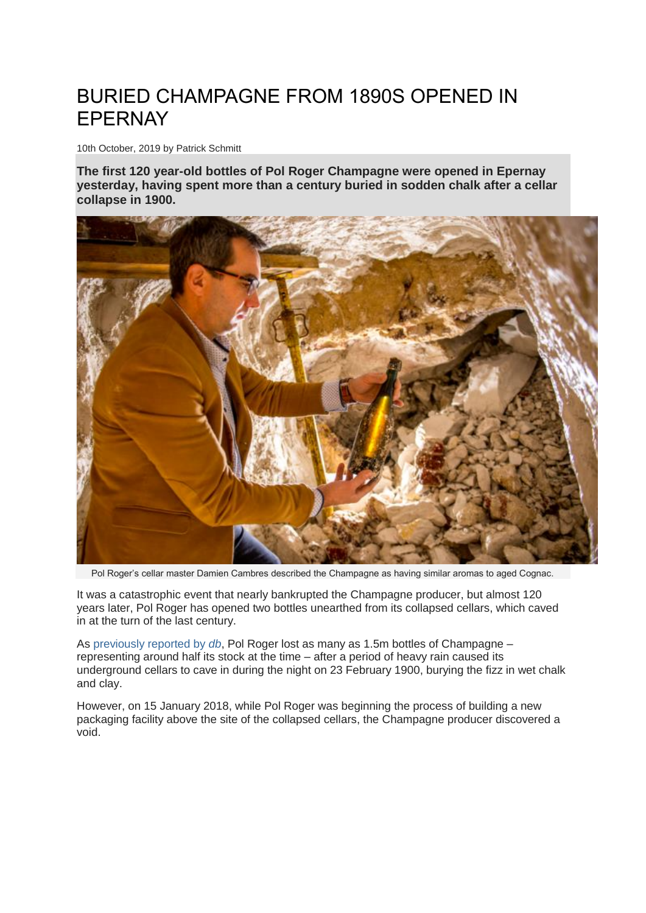# BURIED CHAMPAGNE FROM 1890S OPENED IN EPERNAY

10th October, 2019 by Patrick Schmitt

**The first 120 year-old bottles of Pol Roger Champagne were opened in Epernay yesterday, having spent more than a century buried in sodden chalk after a cellar collapse in 1900.**

Pol Roger's cellar master Damien Cambres described the Champagne as having similar aromas to aged Cognac.

It was a catastrophic event that nearly bankrupted the Champagne producer, but almost 120 years later, Pol Roger has opened two bottles unearthed from its collapsed cellars, which caved in at the turn of the last century.

As previously reported by *db*, Pol Roger lost as many as 1.5m bottles of Champagne – representing around half its stock at the time – after a period of heavy rain caused its underground cellars to cave in during the night on 23 February 1900, burying the fizz in wet chalk and clay.

However, on 15 January 2018, while Pol Roger was beginning the process of building a new packaging facility above the site of the collapsed cellars, the Champagne producer discovered a void.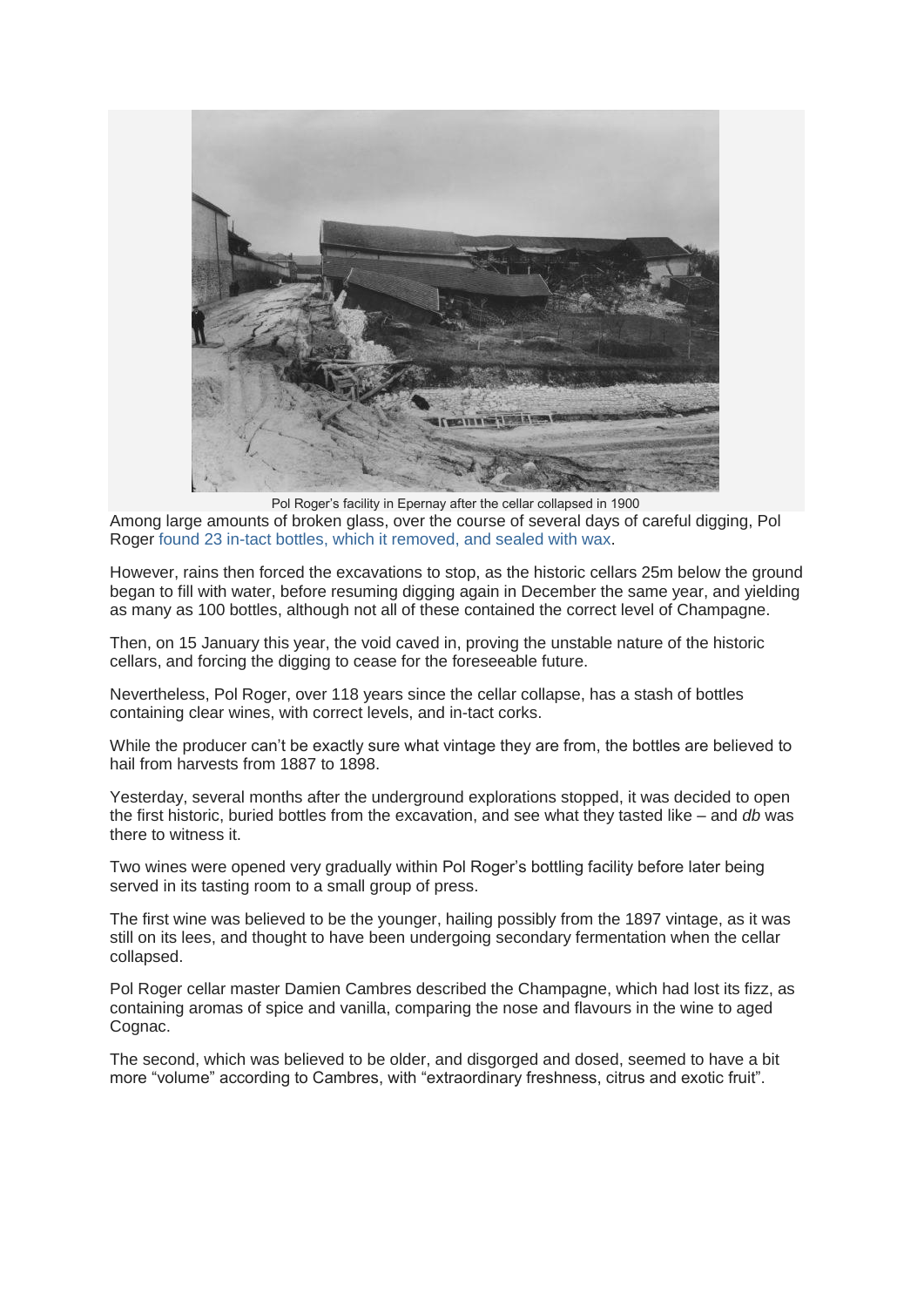Pol Roger's facility in Epernay after the cellar collapsed in 1900

Among large amounts of broken glass, over the course of several days of careful digging, Pol Roger found 23 in-tact bottles, which it removed, and sealed with wax.

However, rains then forced the excavations to stop, as the historic cellars 25m below the ground began to fill with water, before resuming digging again in December the same year, and yielding as many as 100 bottles, although not all of these contained the correct level of Champagne.

Then, on 15 January this year, the void caved in, proving the unstable nature of the historic cellars, and forcing the digging to cease for the foreseeable future.

Nevertheless, Pol Roger, over 118 years since the cellar collapse, has a stash of bottles containing clear wines, with correct levels, and in-tact corks.

While the producer can't be exactly sure what vintage they are from, the bottles are believed to hail from harvests from 1887 to 1898.

Yesterday, several months after the underground explorations stopped, it was decided to open the first historic, buried bottles from the excavation, and see what they tasted like – and *db* was there to witness it.

Two wines were opened very gradually within Pol Roger's bottling facility before later being served in its tasting room to a small group of press.

The first wine was believed to be the younger, hailing possibly from the 1897 vintage, as it was still on its lees, and thought to have been undergoing secondary fermentation when the cellar collapsed.

Pol Roger cellar master Damien Cambres described the Champagne, which had lost its fizz, as containing aromas of spice and vanilla, comparing the nose and flavours in the wine to aged Cognac.

The second, which was believed to be older, and disgorged and dosed, seemed to have a bit more "volume" according to Cambres, with "extraordinary freshness, citrus and exotic fruit".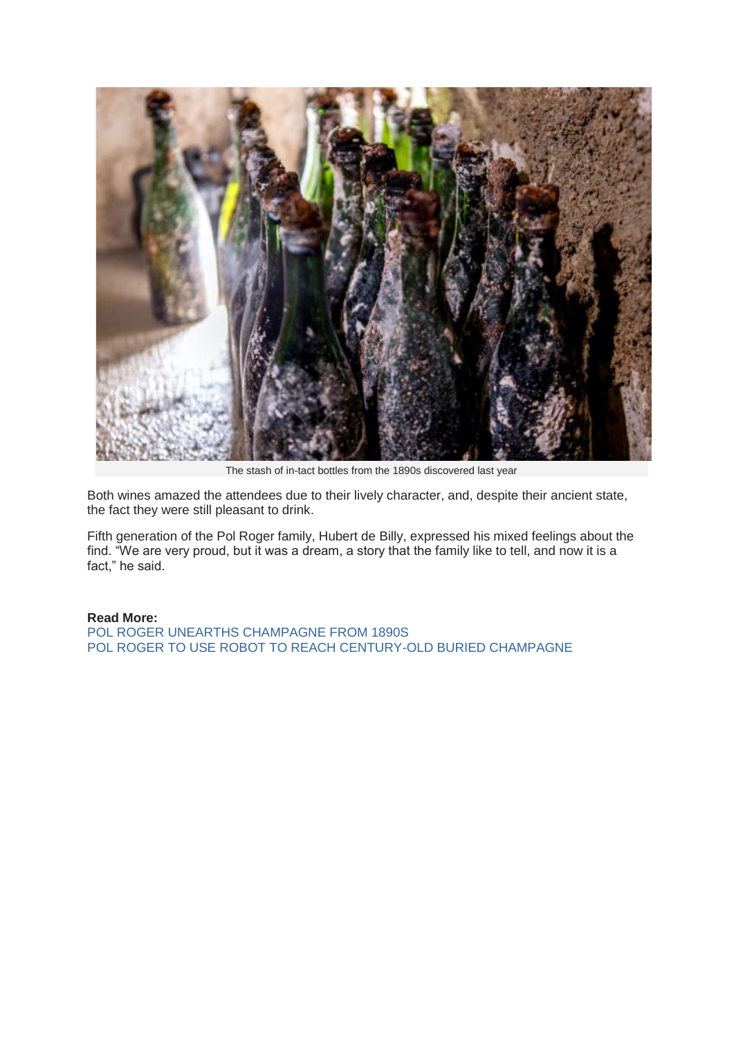The stash of in-tact bottles from the 1890s discovered last year

Both wines amazed the attendees due to their lively character, and, despite their ancient state, the fact they were still pleasant to drink.

Fifth generation of the Pol Roger family, Hubert de Billy, expressed his mixed feelings about the find. "We are very proud, but it was a dream, a story that the family like to tell, and now it is a fact," he said.

**Read More:**
POL ROGER UNEARTHS CHAMPAGNE FROM 1890S
POL ROGER TO USE ROBOT TO REACH CENTURY-OLD BURIED CHAMPAGNE